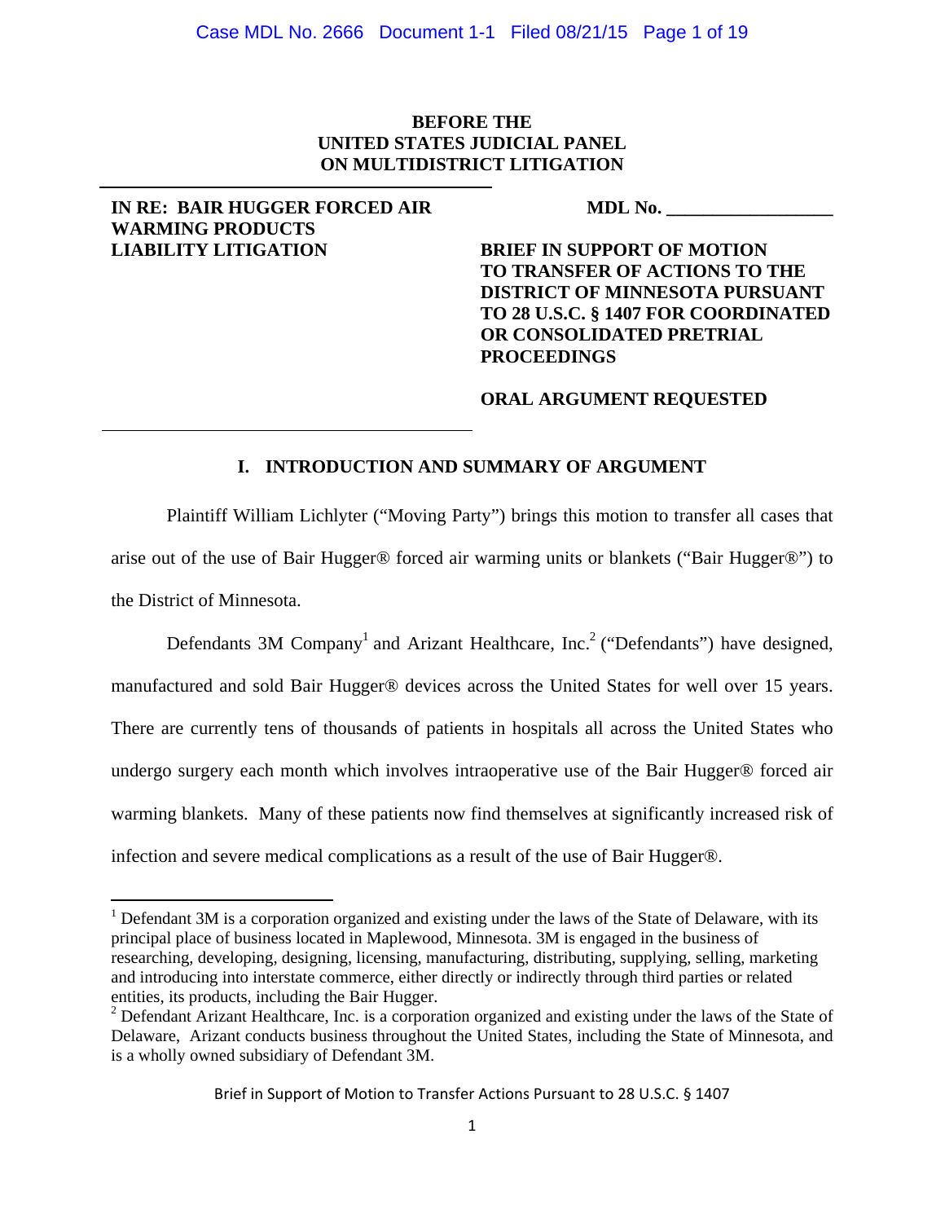**BEFORE THE**
**UNITED STATES JUDICIAL PANEL**
**ON MULTIDISTRICT LITIGATION**

| | |
|---|---|
| **IN RE: BAIR HUGGER FORCED AIR WARMING PRODUCTS LIABILITY LITIGATION** | **MDL No. \_\_\_\_\_\_\_\_\_\_\_\_\_\_\_\_\_\_**<br><br>**BRIEF IN SUPPORT OF MOTION TO TRANSFER OF ACTIONS TO THE DISTRICT OF MINNESOTA PURSUANT TO 28 U.S.C. § 1407 FOR COORDINATED OR CONSOLIDATED PRETRIAL PROCEEDINGS**<br><br>**ORAL ARGUMENT REQUESTED** |

## I. INTRODUCTION AND SUMMARY OF ARGUMENT

Plaintiff William Lichlyter ("Moving Party") brings this motion to transfer all cases that arise out of the use of Bair Hugger® forced air warming units or blankets ("Bair Hugger®") to the District of Minnesota.

Defendants 3M Company[1] and Arizant Healthcare, Inc.[2] ("Defendants") have designed, manufactured and sold Bair Hugger® devices across the United States for well over 15 years. There are currently tens of thousands of patients in hospitals all across the United States who undergo surgery each month which involves intraoperative use of the Bair Hugger® forced air warming blankets. Many of these patients now find themselves at significantly increased risk of infection and severe medical complications as a result of the use of Bair Hugger®.

---

[1] Defendant 3M is a corporation organized and existing under the laws of the State of Delaware, with its principal place of business located in Maplewood, Minnesota. 3M is engaged in the business of researching, developing, designing, licensing, manufacturing, distributing, supplying, selling, marketing and introducing into interstate commerce, either directly or indirectly through third parties or related entities, its products, including the Bair Hugger.

[2] Defendant Arizant Healthcare, Inc. is a corporation organized and existing under the laws of the State of Delaware, Arizant conducts business throughout the United States, including the State of Minnesota, and is a wholly owned subsidiary of Defendant 3M.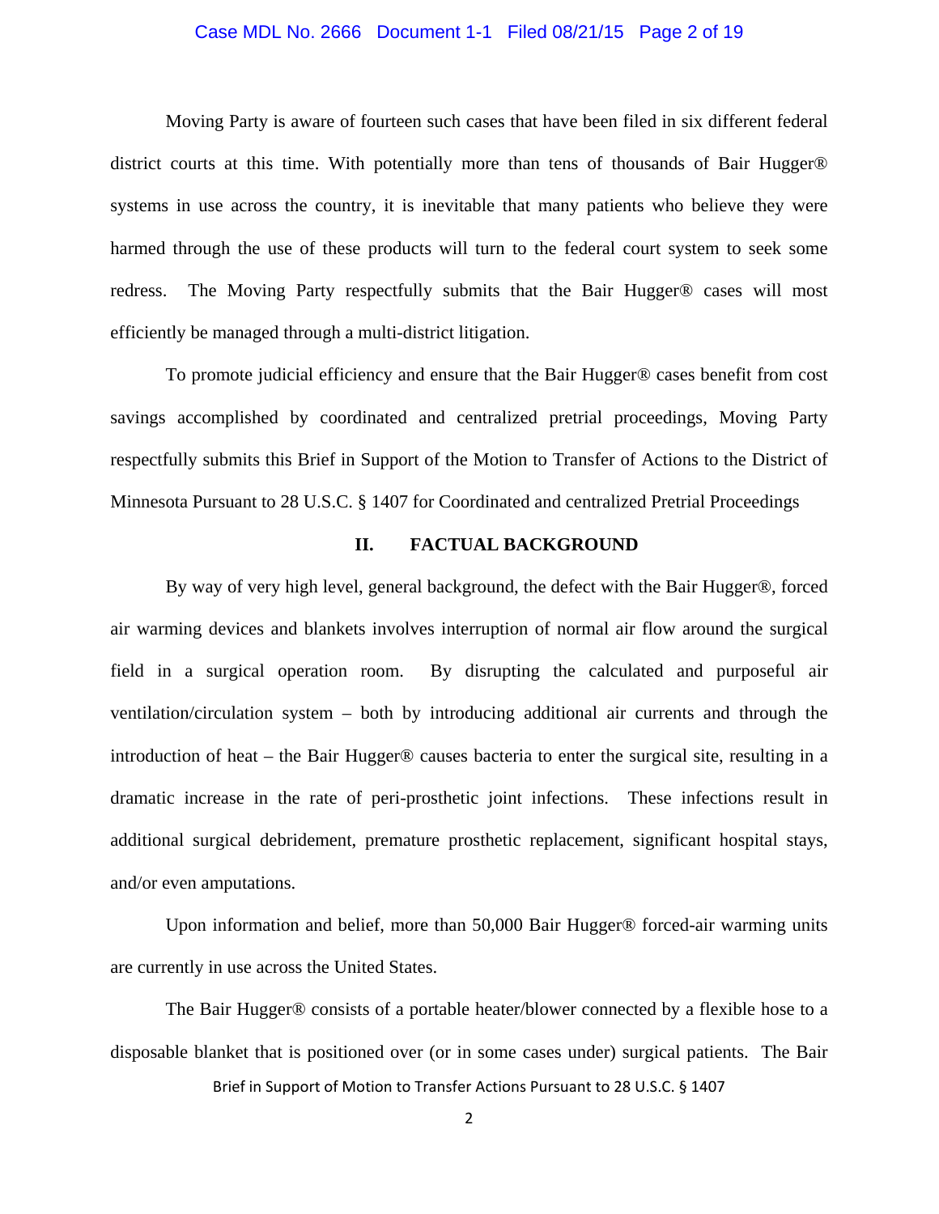Moving Party is aware of fourteen such cases that have been filed in six different federal district courts at this time. With potentially more than tens of thousands of Bair Hugger® systems in use across the country, it is inevitable that many patients who believe they were harmed through the use of these products will turn to the federal court system to seek some redress. The Moving Party respectfully submits that the Bair Hugger® cases will most efficiently be managed through a multi-district litigation.

To promote judicial efficiency and ensure that the Bair Hugger® cases benefit from cost savings accomplished by coordinated and centralized pretrial proceedings, Moving Party respectfully submits this Brief in Support of the Motion to Transfer of Actions to the District of Minnesota Pursuant to 28 U.S.C. § 1407 for Coordinated and centralized Pretrial Proceedings

## II. FACTUAL BACKGROUND

By way of very high level, general background, the defect with the Bair Hugger®, forced air warming devices and blankets involves interruption of normal air flow around the surgical field in a surgical operation room. By disrupting the calculated and purposeful air ventilation/circulation system – both by introducing additional air currents and through the introduction of heat – the Bair Hugger® causes bacteria to enter the surgical site, resulting in a dramatic increase in the rate of peri-prosthetic joint infections. These infections result in additional surgical debridement, premature prosthetic replacement, significant hospital stays, and/or even amputations.

Upon information and belief, more than 50,000 Bair Hugger® forced-air warming units are currently in use across the United States.

The Bair Hugger® consists of a portable heater/blower connected by a flexible hose to a disposable blanket that is positioned over (or in some cases under) surgical patients. The Bair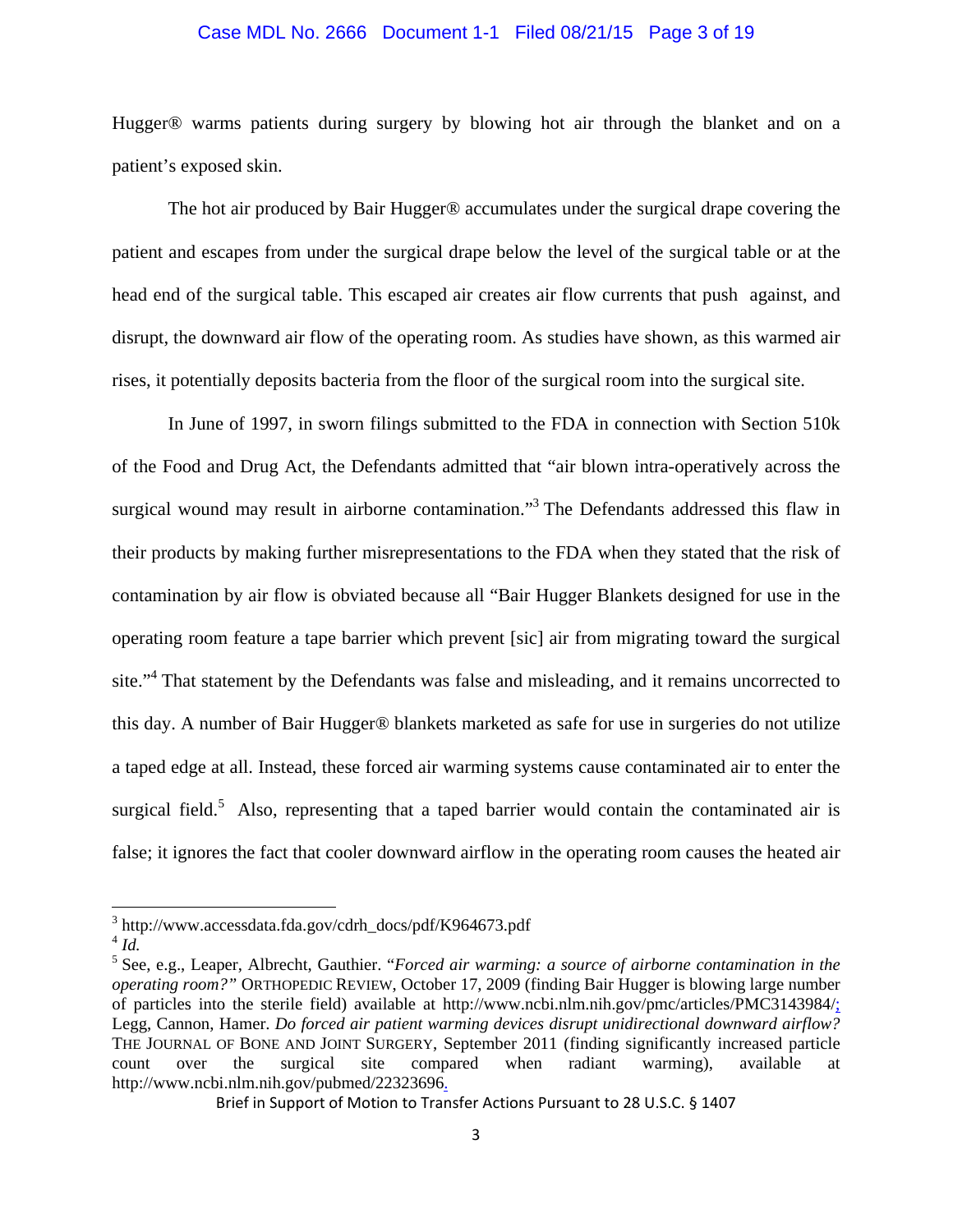Hugger® warms patients during surgery by blowing hot air through the blanket and on a patient's exposed skin.

The hot air produced by Bair Hugger® accumulates under the surgical drape covering the patient and escapes from under the surgical drape below the level of the surgical table or at the head end of the surgical table. This escaped air creates air flow currents that push against, and disrupt, the downward air flow of the operating room. As studies have shown, as this warmed air rises, it potentially deposits bacteria from the floor of the surgical room into the surgical site.

In June of 1997, in sworn filings submitted to the FDA in connection with Section 510k of the Food and Drug Act, the Defendants admitted that "air blown intra-operatively across the surgical wound may result in airborne contamination."[3] The Defendants addressed this flaw in their products by making further misrepresentations to the FDA when they stated that the risk of contamination by air flow is obviated because all "Bair Hugger Blankets designed for use in the operating room feature a tape barrier which prevent [sic] air from migrating toward the surgical site."[4] That statement by the Defendants was false and misleading, and it remains uncorrected to this day. A number of Bair Hugger® blankets marketed as safe for use in surgeries do not utilize a taped edge at all. Instead, these forced air warming systems cause contaminated air to enter the surgical field.[5] Also, representing that a taped barrier would contain the contaminated air is false; it ignores the fact that cooler downward airflow in the operating room causes the heated air

---

[3] http://www.accessdata.fda.gov/cdrh_docs/pdf/K964673.pdf

[4] *Id.*

[5] See, e.g., Leaper, Albrecht, Gauthier. "*Forced air warming: a source of airborne contamination in the operating room?*" ORTHOPEDIC REVIEW, October 17, 2009 (finding Bair Hugger is blowing large number of particles into the sterile field) available at http://www.ncbi.nlm.nih.gov/pmc/articles/PMC3143984/; Legg, Cannon, Hamer. *Do forced air patient warming devices disrupt unidirectional downward airflow?* THE JOURNAL OF BONE AND JOINT SURGERY, September 2011 (finding significantly increased particle count over the surgical site compared when radiant warming), available at http://www.ncbi.nlm.nih.gov/pubmed/22323696.

Brief in Support of Motion to Transfer Actions Pursuant to 28 U.S.C. § 1407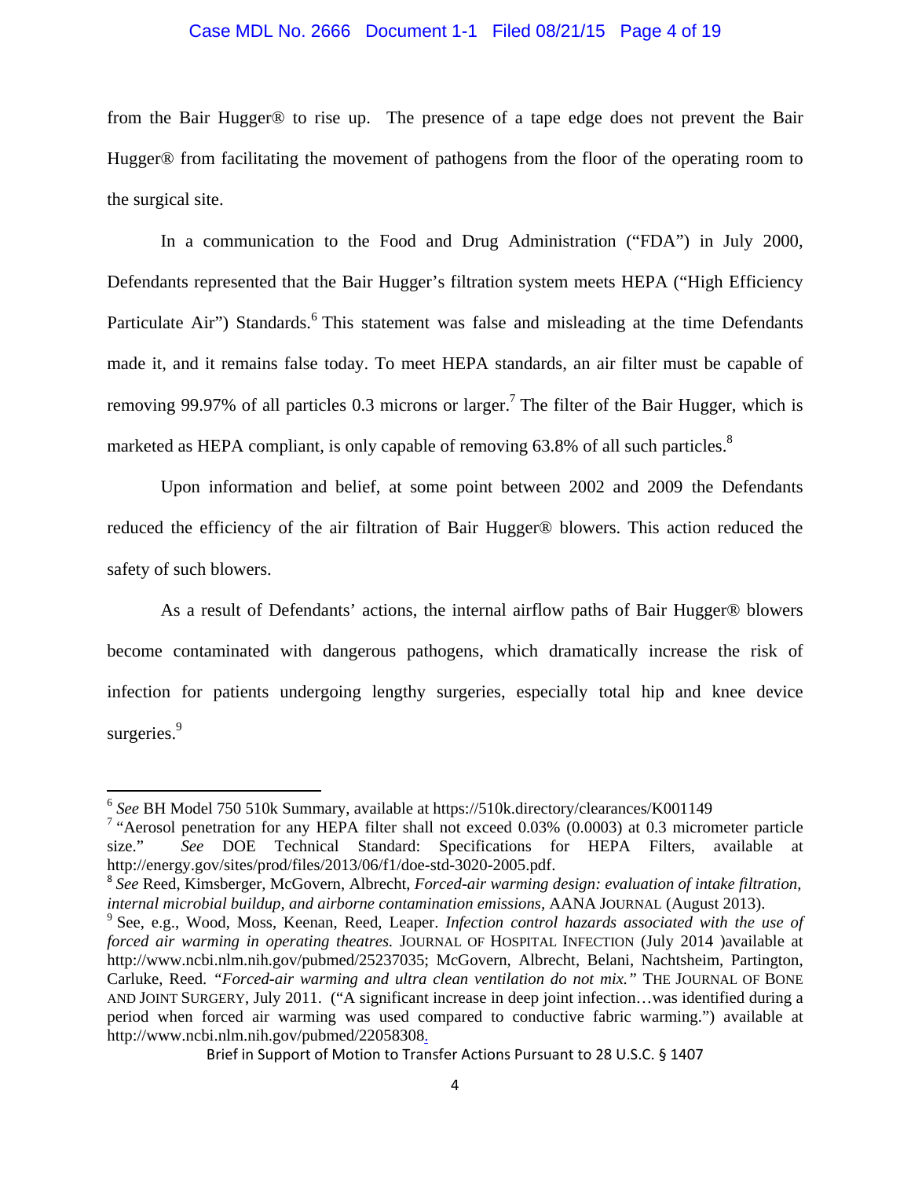from the Bair Hugger® to rise up. The presence of a tape edge does not prevent the Bair Hugger® from facilitating the movement of pathogens from the floor of the operating room to the surgical site.

In a communication to the Food and Drug Administration ("FDA") in July 2000, Defendants represented that the Bair Hugger's filtration system meets HEPA ("High Efficiency Particulate Air") Standards.[6] This statement was false and misleading at the time Defendants made it, and it remains false today. To meet HEPA standards, an air filter must be capable of removing 99.97% of all particles 0.3 microns or larger.[7] The filter of the Bair Hugger, which is marketed as HEPA compliant, is only capable of removing 63.8% of all such particles.[8]

Upon information and belief, at some point between 2002 and 2009 the Defendants reduced the efficiency of the air filtration of Bair Hugger® blowers. This action reduced the safety of such blowers.

As a result of Defendants' actions, the internal airflow paths of Bair Hugger® blowers become contaminated with dangerous pathogens, which dramatically increase the risk of infection for patients undergoing lengthy surgeries, especially total hip and knee device surgeries.[9]

---

[6] *See* BH Model 750 510k Summary, available at https://510k.directory/clearances/K001149

[7] "Aerosol penetration for any HEPA filter shall not exceed 0.03% (0.0003) at 0.3 micrometer particle size." *See* DOE Technical Standard: Specifications for HEPA Filters, available at http://energy.gov/sites/prod/files/2013/06/f1/doe-std-3020-2005.pdf.

[8] *See* Reed, Kimsberger, McGovern, Albrecht, *Forced-air warming design: evaluation of intake filtration, internal microbial buildup, and airborne contamination emissions,* AANA JOURNAL (August 2013).

[9] See, e.g., Wood, Moss, Keenan, Reed, Leaper. *Infection control hazards associated with the use of forced air warming in operating theatres.* JOURNAL OF HOSPITAL INFECTION (July 2014 )available at http://www.ncbi.nlm.nih.gov/pubmed/25237035; McGovern, Albrecht, Belani, Nachtsheim, Partington, Carluke, Reed. *"Forced-air warming and ultra clean ventilation do not mix."* THE JOURNAL OF BONE AND JOINT SURGERY, July 2011. ("A significant increase in deep joint infection…was identified during a period when forced air warming was used compared to conductive fabric warming.") available at http://www.ncbi.nlm.nih.gov/pubmed/22058308.

Brief in Support of Motion to Transfer Actions Pursuant to 28 U.S.C. § 1407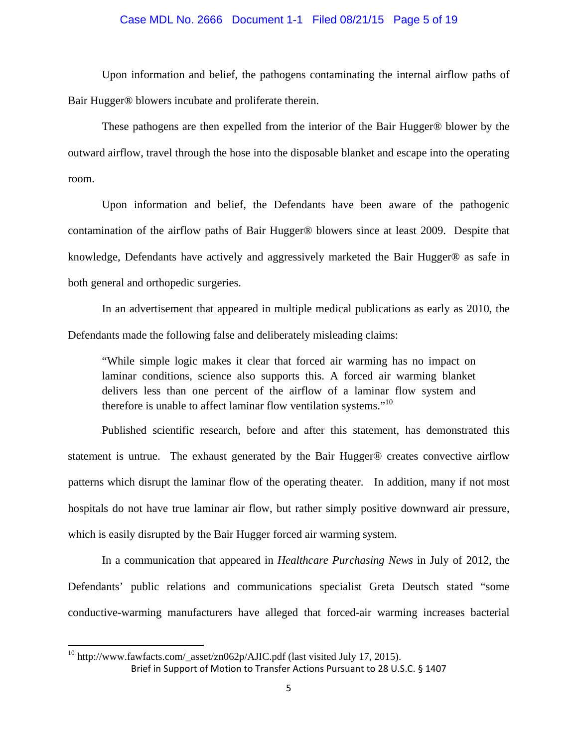Upon information and belief, the pathogens contaminating the internal airflow paths of Bair Hugger® blowers incubate and proliferate therein.

These pathogens are then expelled from the interior of the Bair Hugger® blower by the outward airflow, travel through the hose into the disposable blanket and escape into the operating room.

Upon information and belief, the Defendants have been aware of the pathogenic contamination of the airflow paths of Bair Hugger® blowers since at least 2009. Despite that knowledge, Defendants have actively and aggressively marketed the Bair Hugger® as safe in both general and orthopedic surgeries.

In an advertisement that appeared in multiple medical publications as early as 2010, the Defendants made the following false and deliberately misleading claims:

> "While simple logic makes it clear that forced air warming has no impact on laminar conditions, science also supports this. A forced air warming blanket delivers less than one percent of the airflow of a laminar flow system and therefore is unable to affect laminar flow ventilation systems."[10]

Published scientific research, before and after this statement, has demonstrated this statement is untrue. The exhaust generated by the Bair Hugger® creates convective airflow patterns which disrupt the laminar flow of the operating theater. In addition, many if not most hospitals do not have true laminar air flow, but rather simply positive downward air pressure, which is easily disrupted by the Bair Hugger forced air warming system.

In a communication that appeared in *Healthcare Purchasing News* in July of 2012, the Defendants' public relations and communications specialist Greta Deutsch stated "some conductive-warming manufacturers have alleged that forced-air warming increases bacterial

[10] http://www.fawfacts.com/_asset/zn062p/AJIC.pdf (last visited July 17, 2015).

Brief in Support of Motion to Transfer Actions Pursuant to 28 U.S.C. § 1407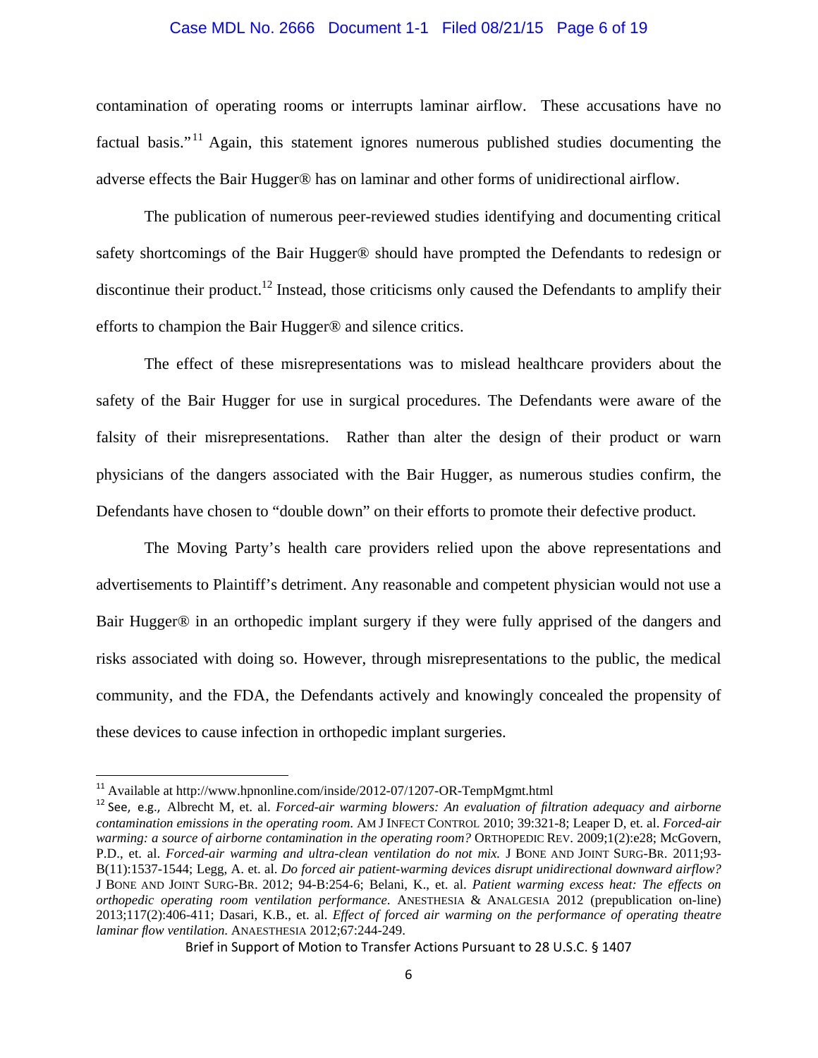contamination of operating rooms or interrupts laminar airflow. These accusations have no factual basis."[11] Again, this statement ignores numerous published studies documenting the adverse effects the Bair Hugger® has on laminar and other forms of unidirectional airflow.

The publication of numerous peer-reviewed studies identifying and documenting critical safety shortcomings of the Bair Hugger® should have prompted the Defendants to redesign or discontinue their product.[12] Instead, those criticisms only caused the Defendants to amplify their efforts to champion the Bair Hugger® and silence critics.

The effect of these misrepresentations was to mislead healthcare providers about the safety of the Bair Hugger for use in surgical procedures. The Defendants were aware of the falsity of their misrepresentations. Rather than alter the design of their product or warn physicians of the dangers associated with the Bair Hugger, as numerous studies confirm, the Defendants have chosen to "double down" on their efforts to promote their defective product.

The Moving Party's health care providers relied upon the above representations and advertisements to Plaintiff's detriment. Any reasonable and competent physician would not use a Bair Hugger® in an orthopedic implant surgery if they were fully apprised of the dangers and risks associated with doing so. However, through misrepresentations to the public, the medical community, and the FDA, the Defendants actively and knowingly concealed the propensity of these devices to cause infection in orthopedic implant surgeries.

---

[11] Available at http://www.hpnonline.com/inside/2012-07/1207-OR-TempMgmt.html

[12] See, e.g., Albrecht M, et. al. *Forced-air warming blowers: An evaluation of filtration adequacy and airborne contamination emissions in the operating room*. AM J INFECT CONTROL 2010; 39:321-8; Leaper D, et. al. *Forced-air warming: a source of airborne contamination in the operating room?* ORTHOPEDIC REV. 2009;1(2):e28; McGovern, P.D., et. al. *Forced-air warming and ultra-clean ventilation do not mix.* J BONE AND JOINT SURG-BR. 2011;93-B(11):1537-1544; Legg, A. et. al. *Do forced air patient-warming devices disrupt unidirectional downward airflow?* J BONE AND JOINT SURG-BR. 2012; 94-B:254-6; Belani, K., et. al. *Patient warming excess heat: The effects on orthopedic operating room ventilation performance.* ANESTHESIA & ANALGESIA 2012 (prepublication on-line) 2013;117(2):406-411; Dasari, K.B., et. al. *Effect of forced air warming on the performance of operating theatre laminar flow ventilation.* ANAESTHESIA 2012;67:244-249.

Brief in Support of Motion to Transfer Actions Pursuant to 28 U.S.C. § 1407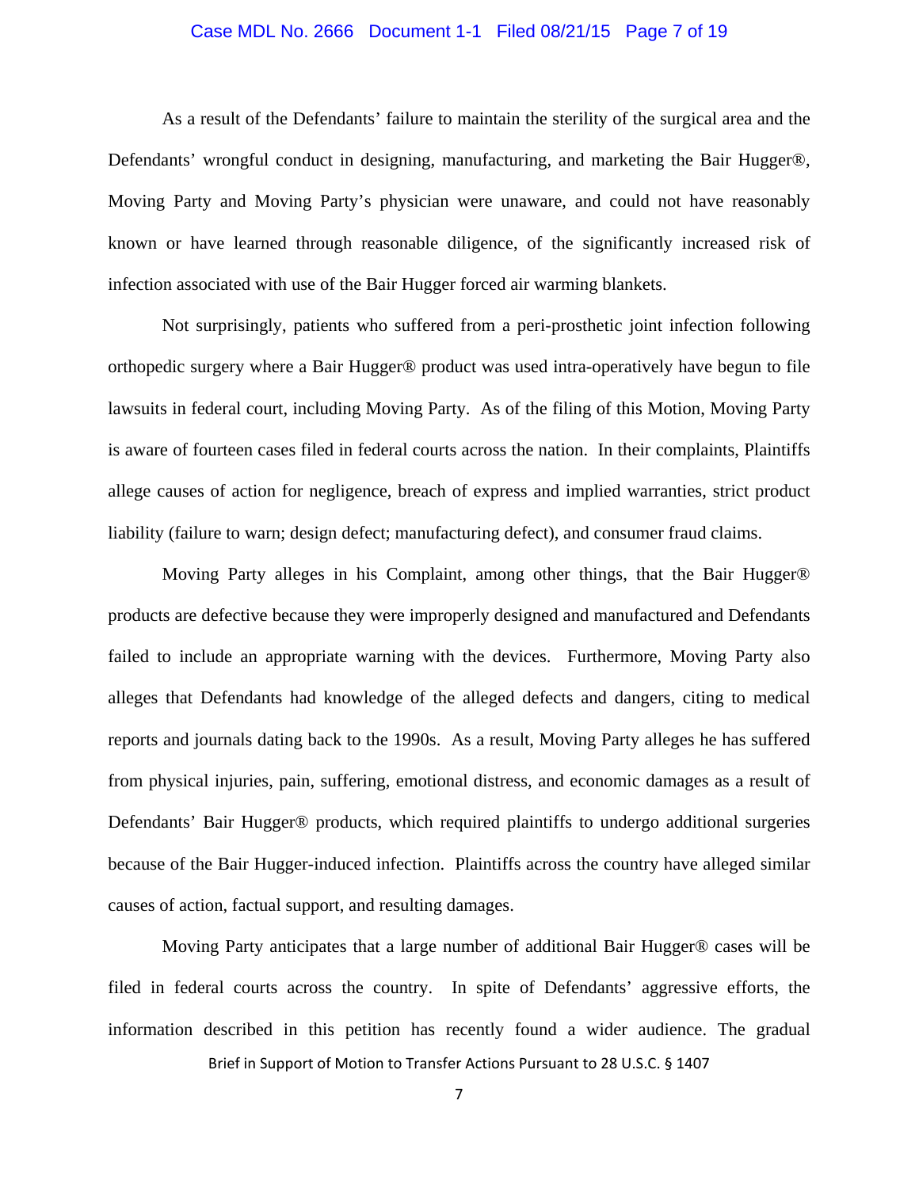As a result of the Defendants' failure to maintain the sterility of the surgical area and the Defendants' wrongful conduct in designing, manufacturing, and marketing the Bair Hugger®, Moving Party and Moving Party's physician were unaware, and could not have reasonably known or have learned through reasonable diligence, of the significantly increased risk of infection associated with use of the Bair Hugger forced air warming blankets.

Not surprisingly, patients who suffered from a peri-prosthetic joint infection following orthopedic surgery where a Bair Hugger® product was used intra-operatively have begun to file lawsuits in federal court, including Moving Party. As of the filing of this Motion, Moving Party is aware of fourteen cases filed in federal courts across the nation. In their complaints, Plaintiffs allege causes of action for negligence, breach of express and implied warranties, strict product liability (failure to warn; design defect; manufacturing defect), and consumer fraud claims.

Moving Party alleges in his Complaint, among other things, that the Bair Hugger® products are defective because they were improperly designed and manufactured and Defendants failed to include an appropriate warning with the devices. Furthermore, Moving Party also alleges that Defendants had knowledge of the alleged defects and dangers, citing to medical reports and journals dating back to the 1990s. As a result, Moving Party alleges he has suffered from physical injuries, pain, suffering, emotional distress, and economic damages as a result of Defendants' Bair Hugger® products, which required plaintiffs to undergo additional surgeries because of the Bair Hugger-induced infection. Plaintiffs across the country have alleged similar causes of action, factual support, and resulting damages.

Moving Party anticipates that a large number of additional Bair Hugger® cases will be filed in federal courts across the country. In spite of Defendants' aggressive efforts, the information described in this petition has recently found a wider audience. The gradual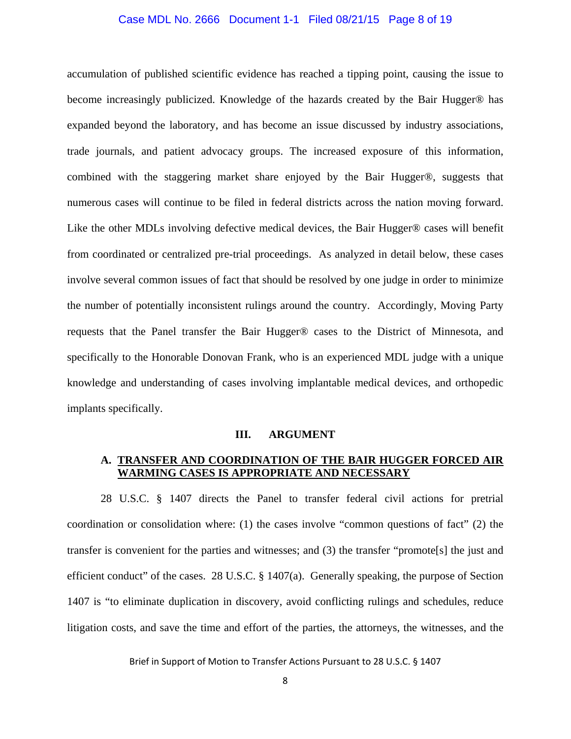accumulation of published scientific evidence has reached a tipping point, causing the issue to become increasingly publicized. Knowledge of the hazards created by the Bair Hugger® has expanded beyond the laboratory, and has become an issue discussed by industry associations, trade journals, and patient advocacy groups. The increased exposure of this information, combined with the staggering market share enjoyed by the Bair Hugger®, suggests that numerous cases will continue to be filed in federal districts across the nation moving forward. Like the other MDLs involving defective medical devices, the Bair Hugger® cases will benefit from coordinated or centralized pre-trial proceedings. As analyzed in detail below, these cases involve several common issues of fact that should be resolved by one judge in order to minimize the number of potentially inconsistent rulings around the country. Accordingly, Moving Party requests that the Panel transfer the Bair Hugger® cases to the District of Minnesota, and specifically to the Honorable Donovan Frank, who is an experienced MDL judge with a unique knowledge and understanding of cases involving implantable medical devices, and orthopedic implants specifically.

## III. ARGUMENT

### A. TRANSFER AND COORDINATION OF THE BAIR HUGGER FORCED AIR WARMING CASES IS APPROPRIATE AND NECESSARY

28 U.S.C. § 1407 directs the Panel to transfer federal civil actions for pretrial coordination or consolidation where: (1) the cases involve "common questions of fact" (2) the transfer is convenient for the parties and witnesses; and (3) the transfer "promote[s] the just and efficient conduct" of the cases. 28 U.S.C. § 1407(a). Generally speaking, the purpose of Section 1407 is "to eliminate duplication in discovery, avoid conflicting rulings and schedules, reduce litigation costs, and save the time and effort of the parties, the attorneys, the witnesses, and the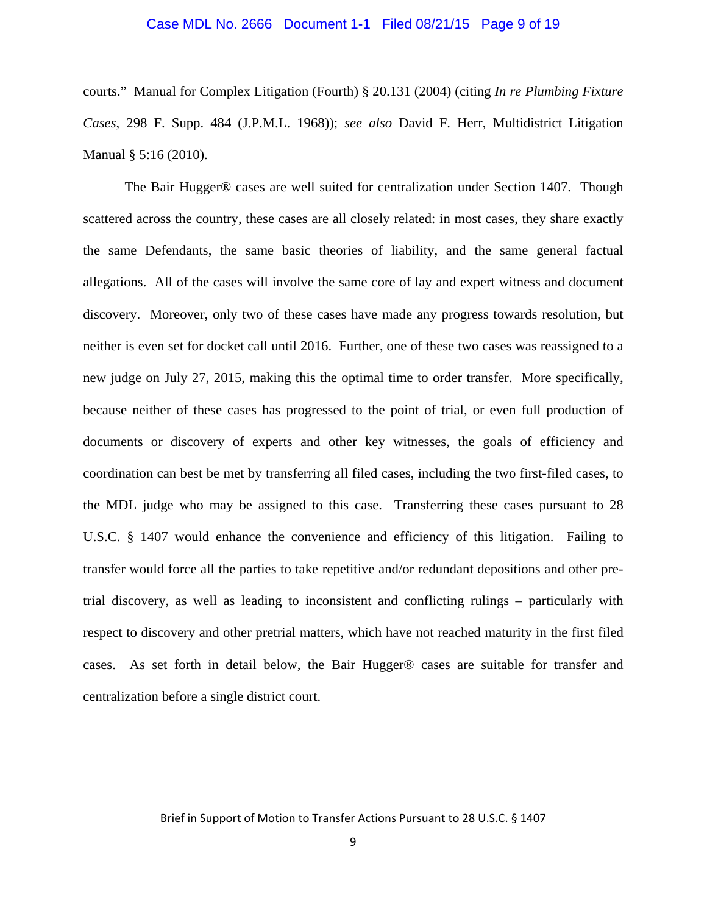courts." Manual for Complex Litigation (Fourth) § 20.131 (2004) (citing *In re Plumbing Fixture Cases*, 298 F. Supp. 484 (J.P.M.L. 1968)); *see also* David F. Herr, Multidistrict Litigation Manual § 5:16 (2010).

The Bair Hugger® cases are well suited for centralization under Section 1407. Though scattered across the country, these cases are all closely related: in most cases, they share exactly the same Defendants, the same basic theories of liability, and the same general factual allegations. All of the cases will involve the same core of lay and expert witness and document discovery. Moreover, only two of these cases have made any progress towards resolution, but neither is even set for docket call until 2016. Further, one of these two cases was reassigned to a new judge on July 27, 2015, making this the optimal time to order transfer. More specifically, because neither of these cases has progressed to the point of trial, or even full production of documents or discovery of experts and other key witnesses, the goals of efficiency and coordination can best be met by transferring all filed cases, including the two first-filed cases, to the MDL judge who may be assigned to this case. Transferring these cases pursuant to 28 U.S.C. § 1407 would enhance the convenience and efficiency of this litigation. Failing to transfer would force all the parties to take repetitive and/or redundant depositions and other pre-trial discovery, as well as leading to inconsistent and conflicting rulings – particularly with respect to discovery and other pretrial matters, which have not reached maturity in the first filed cases. As set forth in detail below, the Bair Hugger® cases are suitable for transfer and centralization before a single district court.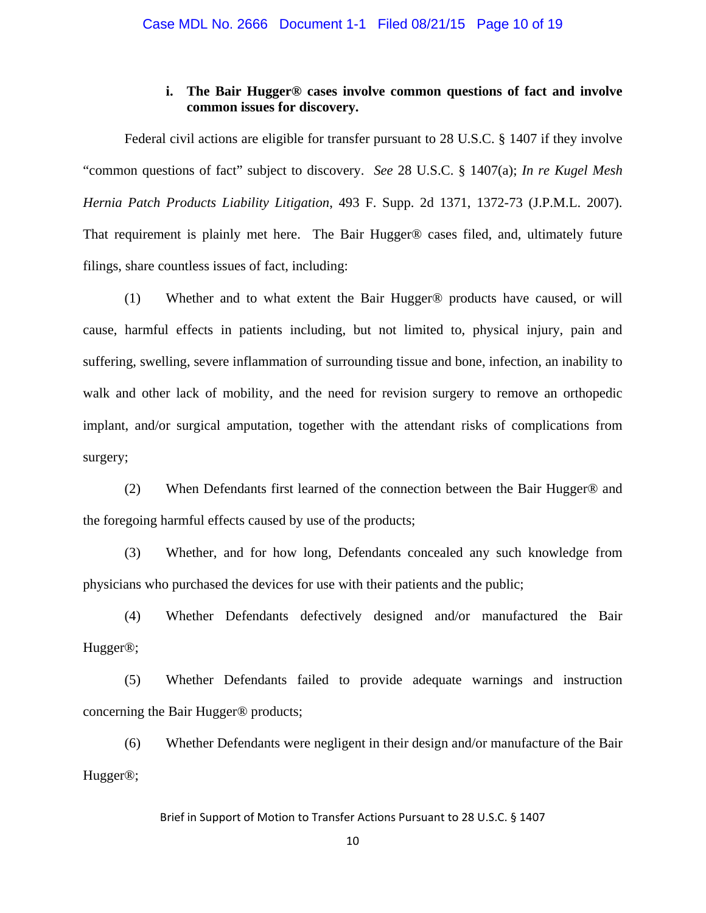**i. The Bair Hugger® cases involve common questions of fact and involve common issues for discovery.**

Federal civil actions are eligible for transfer pursuant to 28 U.S.C. § 1407 if they involve "common questions of fact" subject to discovery. *See* 28 U.S.C. § 1407(a); *In re Kugel Mesh Hernia Patch Products Liability Litigation*, 493 F. Supp. 2d 1371, 1372-73 (J.P.M.L. 2007). That requirement is plainly met here. The Bair Hugger® cases filed, and, ultimately future filings, share countless issues of fact, including:

(1) Whether and to what extent the Bair Hugger® products have caused, or will cause, harmful effects in patients including, but not limited to, physical injury, pain and suffering, swelling, severe inflammation of surrounding tissue and bone, infection, an inability to walk and other lack of mobility, and the need for revision surgery to remove an orthopedic implant, and/or surgical amputation, together with the attendant risks of complications from surgery;

(2) When Defendants first learned of the connection between the Bair Hugger® and the foregoing harmful effects caused by use of the products;

(3) Whether, and for how long, Defendants concealed any such knowledge from physicians who purchased the devices for use with their patients and the public;

(4) Whether Defendants defectively designed and/or manufactured the Bair Hugger®;

(5) Whether Defendants failed to provide adequate warnings and instruction concerning the Bair Hugger® products;

(6) Whether Defendants were negligent in their design and/or manufacture of the Bair Hugger®;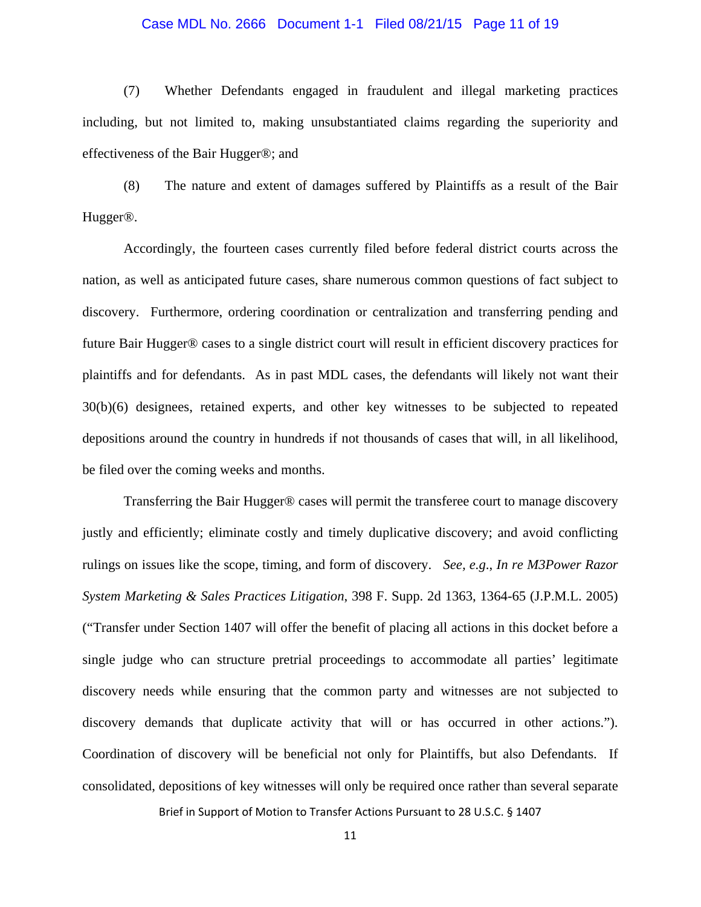(7) Whether Defendants engaged in fraudulent and illegal marketing practices including, but not limited to, making unsubstantiated claims regarding the superiority and effectiveness of the Bair Hugger®; and

(8) The nature and extent of damages suffered by Plaintiffs as a result of the Bair Hugger®.

Accordingly, the fourteen cases currently filed before federal district courts across the nation, as well as anticipated future cases, share numerous common questions of fact subject to discovery. Furthermore, ordering coordination or centralization and transferring pending and future Bair Hugger® cases to a single district court will result in efficient discovery practices for plaintiffs and for defendants. As in past MDL cases, the defendants will likely not want their 30(b)(6) designees, retained experts, and other key witnesses to be subjected to repeated depositions around the country in hundreds if not thousands of cases that will, in all likelihood, be filed over the coming weeks and months.

Transferring the Bair Hugger® cases will permit the transferee court to manage discovery justly and efficiently; eliminate costly and timely duplicative discovery; and avoid conflicting rulings on issues like the scope, timing, and form of discovery. *See, e.g., In re M3Power Razor System Marketing & Sales Practices Litigation*, 398 F. Supp. 2d 1363, 1364-65 (J.P.M.L. 2005) ("Transfer under Section 1407 will offer the benefit of placing all actions in this docket before a single judge who can structure pretrial proceedings to accommodate all parties' legitimate discovery needs while ensuring that the common party and witnesses are not subjected to discovery demands that duplicate activity that will or has occurred in other actions."). Coordination of discovery will be beneficial not only for Plaintiffs, but also Defendants. If consolidated, depositions of key witnesses will only be required once rather than several separate

Brief in Support of Motion to Transfer Actions Pursuant to 28 U.S.C. § 1407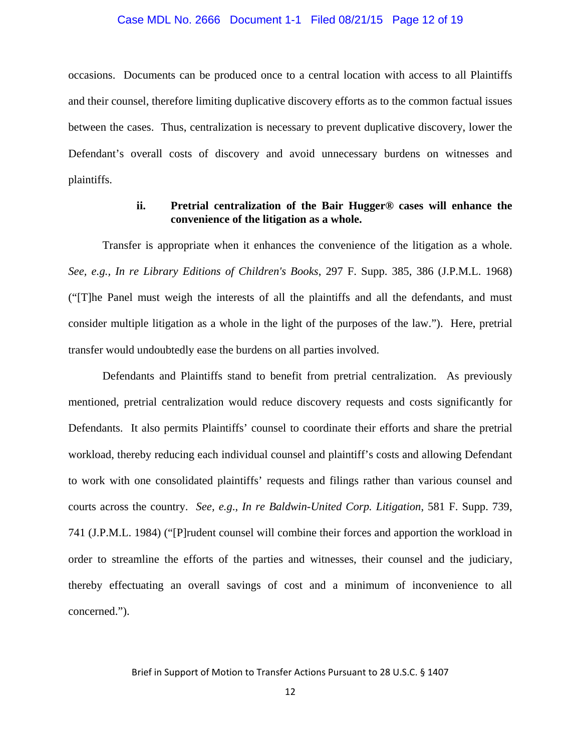occasions. Documents can be produced once to a central location with access to all Plaintiffs and their counsel, therefore limiting duplicative discovery efforts as to the common factual issues between the cases. Thus, centralization is necessary to prevent duplicative discovery, lower the Defendant's overall costs of discovery and avoid unnecessary burdens on witnesses and plaintiffs.

#### ii. Pretrial centralization of the Bair Hugger® cases will enhance the convenience of the litigation as a whole.

Transfer is appropriate when it enhances the convenience of the litigation as a whole. *See, e.g., In re Library Editions of Children's Books*, 297 F. Supp. 385, 386 (J.P.M.L. 1968) ("[T]he Panel must weigh the interests of all the plaintiffs and all the defendants, and must consider multiple litigation as a whole in the light of the purposes of the law."). Here, pretrial transfer would undoubtedly ease the burdens on all parties involved.

Defendants and Plaintiffs stand to benefit from pretrial centralization. As previously mentioned, pretrial centralization would reduce discovery requests and costs significantly for Defendants. It also permits Plaintiffs' counsel to coordinate their efforts and share the pretrial workload, thereby reducing each individual counsel and plaintiff's costs and allowing Defendant to work with one consolidated plaintiffs' requests and filings rather than various counsel and courts across the country. *See, e.g., In re Baldwin-United Corp. Litigation*, 581 F. Supp. 739, 741 (J.P.M.L. 1984) ("[P]rudent counsel will combine their forces and apportion the workload in order to streamline the efforts of the parties and witnesses, their counsel and the judiciary, thereby effectuating an overall savings of cost and a minimum of inconvenience to all concerned.").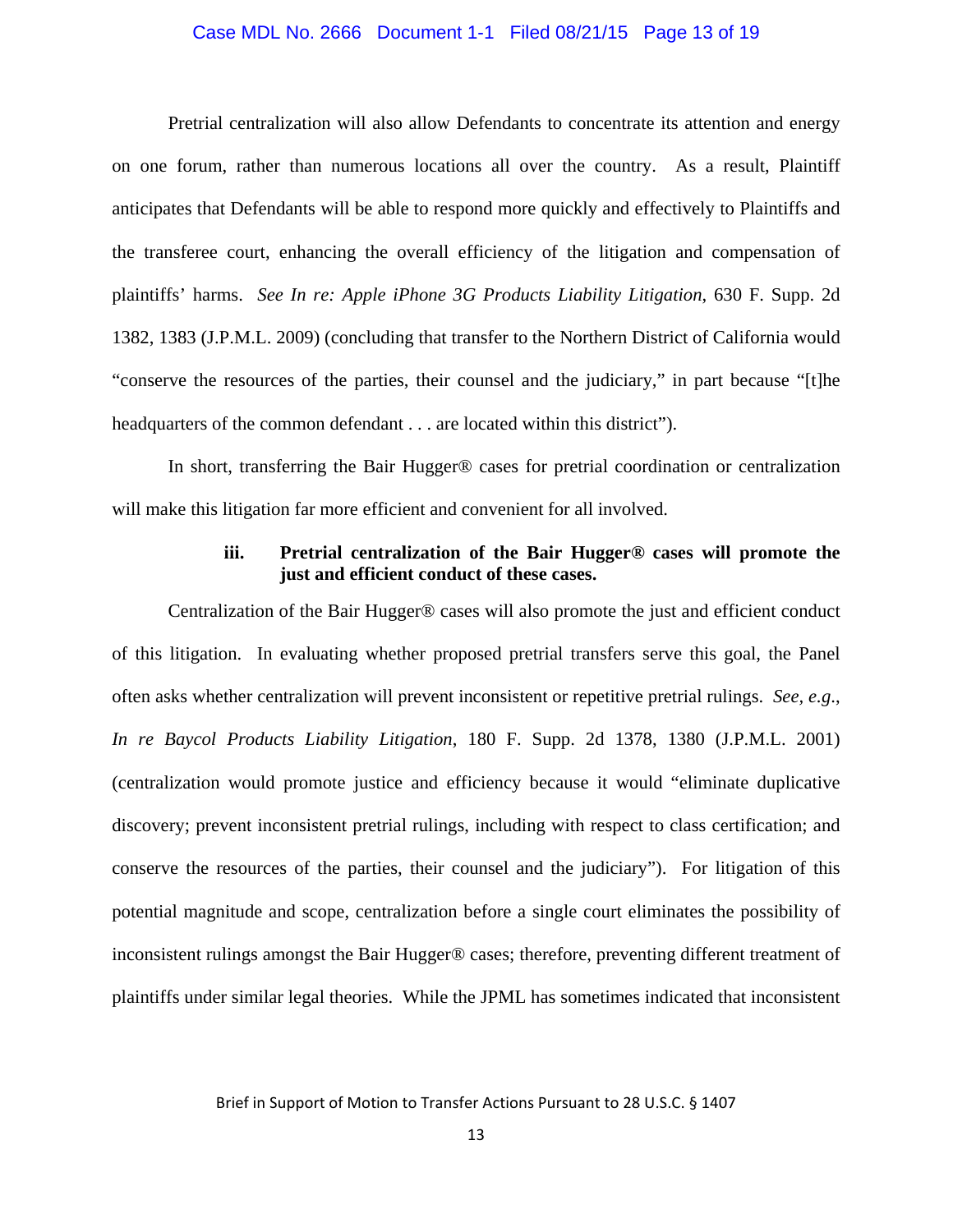Pretrial centralization will also allow Defendants to concentrate its attention and energy on one forum, rather than numerous locations all over the country. As a result, Plaintiff anticipates that Defendants will be able to respond more quickly and effectively to Plaintiffs and the transferee court, enhancing the overall efficiency of the litigation and compensation of plaintiffs' harms. *See In re: Apple iPhone 3G Products Liability Litigation*, 630 F. Supp. 2d 1382, 1383 (J.P.M.L. 2009) (concluding that transfer to the Northern District of California would "conserve the resources of the parties, their counsel and the judiciary," in part because "[t]he headquarters of the common defendant . . . are located within this district").

In short, transferring the Bair Hugger® cases for pretrial coordination or centralization will make this litigation far more efficient and convenient for all involved.

**iii. Pretrial centralization of the Bair Hugger® cases will promote the just and efficient conduct of these cases.**

Centralization of the Bair Hugger® cases will also promote the just and efficient conduct of this litigation. In evaluating whether proposed pretrial transfers serve this goal, the Panel often asks whether centralization will prevent inconsistent or repetitive pretrial rulings. *See, e.g.*, *In re Baycol Products Liability Litigation*, 180 F. Supp. 2d 1378, 1380 (J.P.M.L. 2001) (centralization would promote justice and efficiency because it would "eliminate duplicative discovery; prevent inconsistent pretrial rulings, including with respect to class certification; and conserve the resources of the parties, their counsel and the judiciary"). For litigation of this potential magnitude and scope, centralization before a single court eliminates the possibility of inconsistent rulings amongst the Bair Hugger® cases; therefore, preventing different treatment of plaintiffs under similar legal theories. While the JPML has sometimes indicated that inconsistent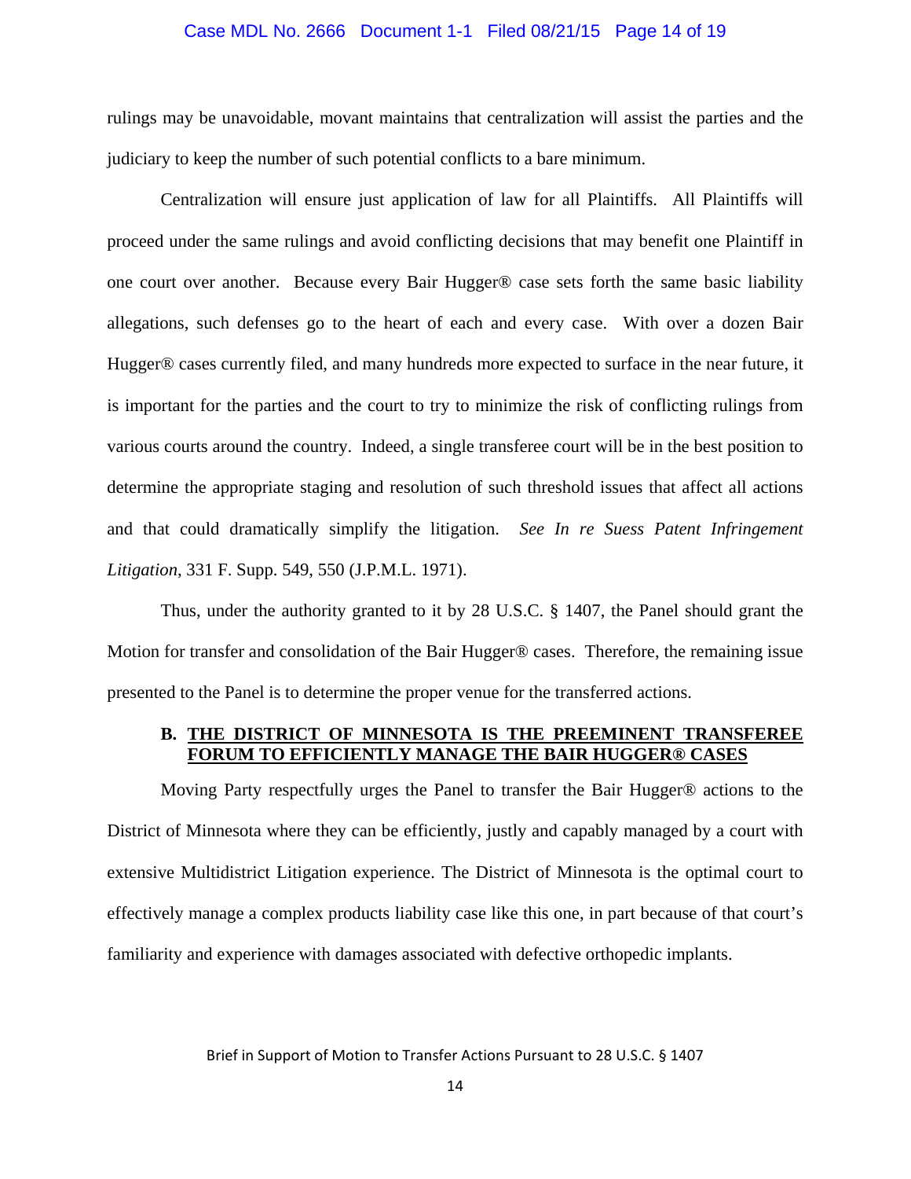rulings may be unavoidable, movant maintains that centralization will assist the parties and the judiciary to keep the number of such potential conflicts to a bare minimum.

Centralization will ensure just application of law for all Plaintiffs. All Plaintiffs will proceed under the same rulings and avoid conflicting decisions that may benefit one Plaintiff in one court over another. Because every Bair Hugger® case sets forth the same basic liability allegations, such defenses go to the heart of each and every case. With over a dozen Bair Hugger® cases currently filed, and many hundreds more expected to surface in the near future, it is important for the parties and the court to try to minimize the risk of conflicting rulings from various courts around the country. Indeed, a single transferee court will be in the best position to determine the appropriate staging and resolution of such threshold issues that affect all actions and that could dramatically simplify the litigation. *See In re Suess Patent Infringement Litigation*, 331 F. Supp. 549, 550 (J.P.M.L. 1971).

Thus, under the authority granted to it by 28 U.S.C. § 1407, the Panel should grant the Motion for transfer and consolidation of the Bair Hugger® cases. Therefore, the remaining issue presented to the Panel is to determine the proper venue for the transferred actions.

### B. THE DISTRICT OF MINNESOTA IS THE PREEMINENT TRANSFEREE FORUM TO EFFICIENTLY MANAGE THE BAIR HUGGER® CASES

Moving Party respectfully urges the Panel to transfer the Bair Hugger® actions to the District of Minnesota where they can be efficiently, justly and capably managed by a court with extensive Multidistrict Litigation experience. The District of Minnesota is the optimal court to effectively manage a complex products liability case like this one, in part because of that court's familiarity and experience with damages associated with defective orthopedic implants.

Brief in Support of Motion to Transfer Actions Pursuant to 28 U.S.C. § 1407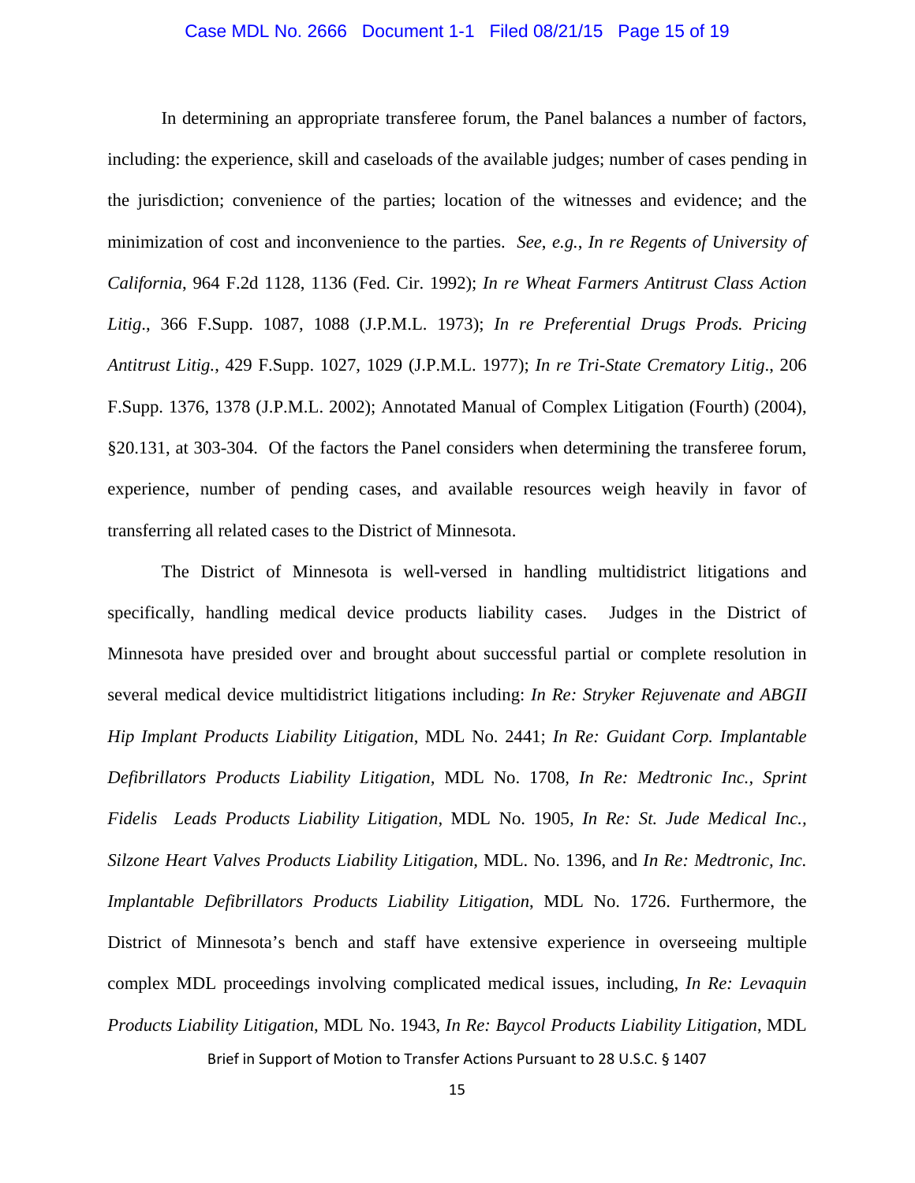In determining an appropriate transferee forum, the Panel balances a number of factors, including: the experience, skill and caseloads of the available judges; number of cases pending in the jurisdiction; convenience of the parties; location of the witnesses and evidence; and the minimization of cost and inconvenience to the parties. *See*, *e.g.*, *In re Regents of University of California*, 964 F.2d 1128, 1136 (Fed. Cir. 1992); *In re Wheat Farmers Antitrust Class Action Litig.*, 366 F.Supp. 1087, 1088 (J.P.M.L. 1973); *In re Preferential Drugs Prods. Pricing Antitrust Litig.*, 429 F.Supp. 1027, 1029 (J.P.M.L. 1977); *In re Tri-State Crematory Litig.*, 206 F.Supp. 1376, 1378 (J.P.M.L. 2002); Annotated Manual of Complex Litigation (Fourth) (2004), §20.131, at 303-304. Of the factors the Panel considers when determining the transferee forum, experience, number of pending cases, and available resources weigh heavily in favor of transferring all related cases to the District of Minnesota.

The District of Minnesota is well-versed in handling multidistrict litigations and specifically, handling medical device products liability cases. Judges in the District of Minnesota have presided over and brought about successful partial or complete resolution in several medical device multidistrict litigations including: *In Re: Stryker Rejuvenate and ABGII Hip Implant Products Liability Litigation*, MDL No. 2441; *In Re: Guidant Corp. Implantable Defibrillators Products Liability Litigation,* MDL No. 1708, *In Re: Medtronic Inc., Sprint Fidelis Leads Products Liability Litigation,* MDL No. 1905, *In Re: St. Jude Medical Inc., Silzone Heart Valves Products Liability Litigation,* MDL. No. 1396, and *In Re: Medtronic, Inc. Implantable Defibrillators Products Liability Litigation*, MDL No. 1726. Furthermore, the District of Minnesota's bench and staff have extensive experience in overseeing multiple complex MDL proceedings involving complicated medical issues, including, *In Re: Levaquin Products Liability Litigation*, MDL No. 1943, *In Re: Baycol Products Liability Litigation*, MDL

Brief in Support of Motion to Transfer Actions Pursuant to 28 U.S.C. § 1407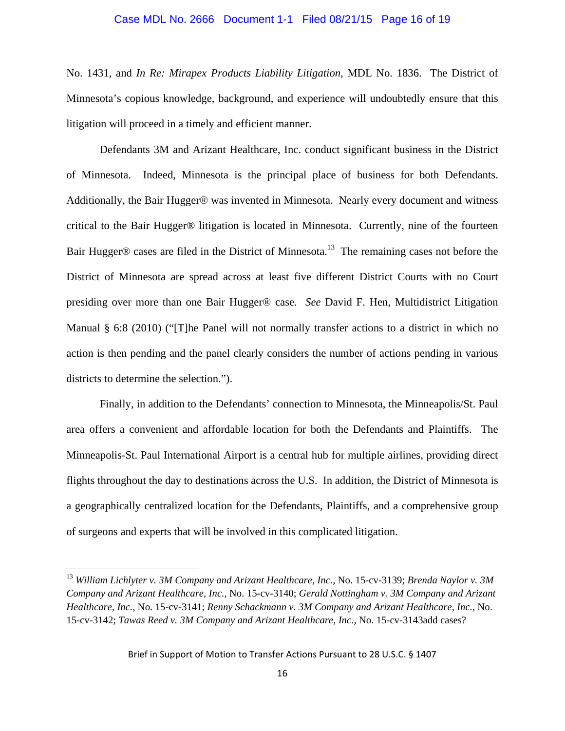No. 1431, and *In Re: Mirapex Products Liability Litigation*, MDL No. 1836. The District of Minnesota's copious knowledge, background, and experience will undoubtedly ensure that this litigation will proceed in a timely and efficient manner.

Defendants 3M and Arizant Healthcare, Inc. conduct significant business in the District of Minnesota. Indeed, Minnesota is the principal place of business for both Defendants. Additionally, the Bair Hugger® was invented in Minnesota. Nearly every document and witness critical to the Bair Hugger® litigation is located in Minnesota. Currently, nine of the fourteen Bair Hugger® cases are filed in the District of Minnesota.[13] The remaining cases not before the District of Minnesota are spread across at least five different District Courts with no Court presiding over more than one Bair Hugger® case. *See* David F. Hen, Multidistrict Litigation Manual § 6:8 (2010) ("[T]he Panel will not normally transfer actions to a district in which no action is then pending and the panel clearly considers the number of actions pending in various districts to determine the selection.").

Finally, in addition to the Defendants' connection to Minnesota, the Minneapolis/St. Paul area offers a convenient and affordable location for both the Defendants and Plaintiffs. The Minneapolis-St. Paul International Airport is a central hub for multiple airlines, providing direct flights throughout the day to destinations across the U.S. In addition, the District of Minnesota is a geographically centralized location for the Defendants, Plaintiffs, and a comprehensive group of surgeons and experts that will be involved in this complicated litigation.

---

[13] *William Lichlyter v. 3M Company and Arizant Healthcare, Inc.*, No. 15-cv-3139; *Brenda Naylor v. 3M Company and Arizant Healthcare, Inc.*, No. 15-cv-3140; *Gerald Nottingham v. 3M Company and Arizant Healthcare, Inc.*, No. 15-cv-3141; *Renny Schackmann v. 3M Company and Arizant Healthcare, Inc.*, No. 15-cv-3142; *Tawas Reed v. 3M Company and Arizant Healthcare, Inc.*, No. 15-cv-3143add cases?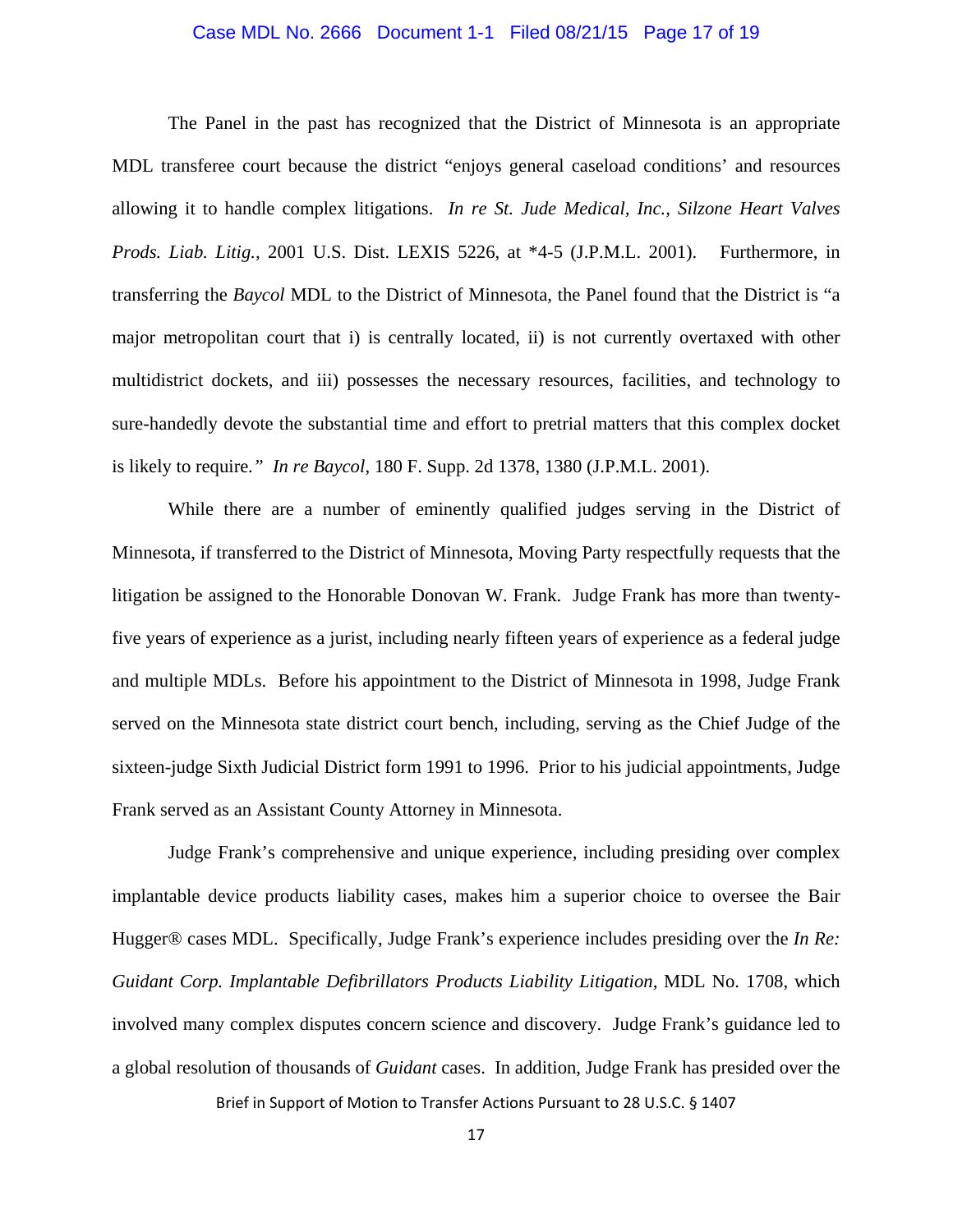The Panel in the past has recognized that the District of Minnesota is an appropriate MDL transferee court because the district "enjoys general caseload conditions' and resources allowing it to handle complex litigations. *In re St. Jude Medical, Inc., Silzone Heart Valves Prods. Liab. Litig.,* 2001 U.S. Dist. LEXIS 5226, at *4-5 (J.P.M.L. 2001). Furthermore, in transferring the *Baycol* MDL to the District of Minnesota, the Panel found that the District is "a major metropolitan court that i) is centrally located, ii) is not currently overtaxed with other multidistrict dockets, and iii) possesses the necessary resources, facilities, and technology to sure-handedly devote the substantial time and effort to pretrial matters that this complex docket is likely to require." *In re Baycol*, 180 F. Supp. 2d 1378, 1380 (J.P.M.L. 2001).

While there are a number of eminently qualified judges serving in the District of Minnesota, if transferred to the District of Minnesota, Moving Party respectfully requests that the litigation be assigned to the Honorable Donovan W. Frank. Judge Frank has more than twenty-five years of experience as a jurist, including nearly fifteen years of experience as a federal judge and multiple MDLs. Before his appointment to the District of Minnesota in 1998, Judge Frank served on the Minnesota state district court bench, including, serving as the Chief Judge of the sixteen-judge Sixth Judicial District form 1991 to 1996. Prior to his judicial appointments, Judge Frank served as an Assistant County Attorney in Minnesota.

Judge Frank's comprehensive and unique experience, including presiding over complex implantable device products liability cases, makes him a superior choice to oversee the Bair Hugger® cases MDL. Specifically, Judge Frank's experience includes presiding over the *In Re: Guidant Corp. Implantable Defibrillators Products Liability Litigation,* MDL No. 1708, which involved many complex disputes concern science and discovery. Judge Frank's guidance led to a global resolution of thousands of *Guidant* cases. In addition, Judge Frank has presided over the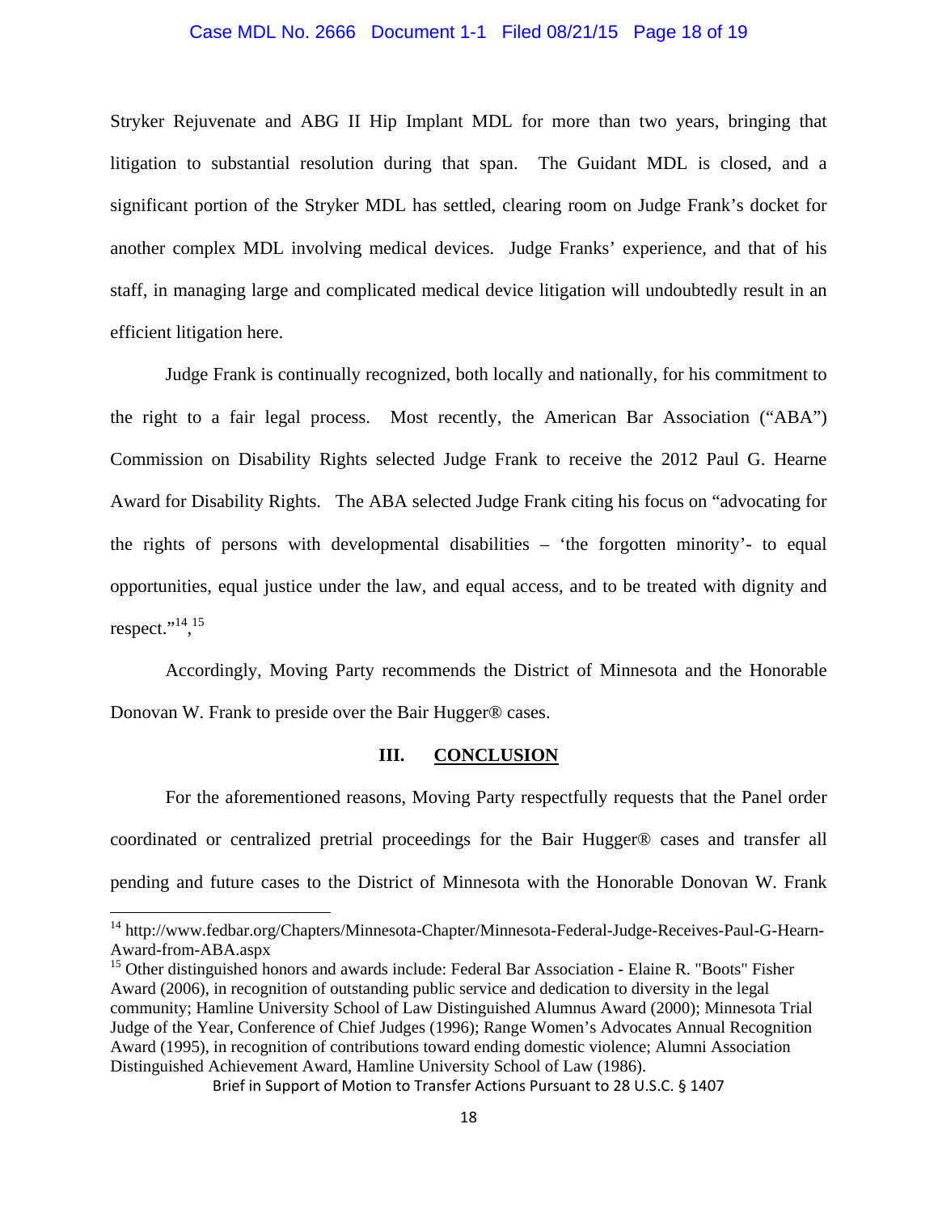Stryker Rejuvenate and ABG II Hip Implant MDL for more than two years, bringing that litigation to substantial resolution during that span. The Guidant MDL is closed, and a significant portion of the Stryker MDL has settled, clearing room on Judge Frank's docket for another complex MDL involving medical devices. Judge Franks' experience, and that of his staff, in managing large and complicated medical device litigation will undoubtedly result in an efficient litigation here.

Judge Frank is continually recognized, both locally and nationally, for his commitment to the right to a fair legal process. Most recently, the American Bar Association ("ABA") Commission on Disability Rights selected Judge Frank to receive the 2012 Paul G. Hearne Award for Disability Rights. The ABA selected Judge Frank citing his focus on "advocating for the rights of persons with developmental disabilities – 'the forgotten minority'- to equal opportunities, equal justice under the law, and equal access, and to be treated with dignity and respect."[14],[15]

Accordingly, Moving Party recommends the District of Minnesota and the Honorable Donovan W. Frank to preside over the Bair Hugger® cases.

## III. CONCLUSION

For the aforementioned reasons, Moving Party respectfully requests that the Panel order coordinated or centralized pretrial proceedings for the Bair Hugger® cases and transfer all pending and future cases to the District of Minnesota with the Honorable Donovan W. Frank

---

[14] http://www.fedbar.org/Chapters/Minnesota-Chapter/Minnesota-Federal-Judge-Receives-Paul-G-Hearn-Award-from-ABA.aspx

[15] Other distinguished honors and awards include: Federal Bar Association - Elaine R. "Boots" Fisher Award (2006), in recognition of outstanding public service and dedication to diversity in the legal community; Hamline University School of Law Distinguished Alumnus Award (2000); Minnesota Trial Judge of the Year, Conference of Chief Judges (1996); Range Women's Advocates Annual Recognition Award (1995), in recognition of contributions toward ending domestic violence; Alumni Association Distinguished Achievement Award, Hamline University School of Law (1986).

Brief in Support of Motion to Transfer Actions Pursuant to 28 U.S.C. § 1407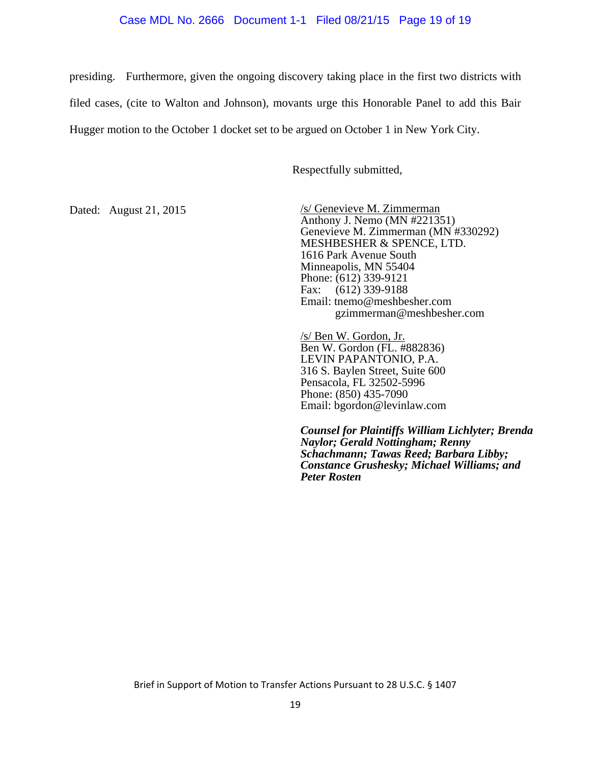presiding. Furthermore, given the ongoing discovery taking place in the first two districts with filed cases, (cite to Walton and Johnson), movants urge this Honorable Panel to add this Bair Hugger motion to the October 1 docket set to be argued on October 1 in New York City.

Respectfully submitted,

Dated: August 21, 2015

/s/ Genevieve M. Zimmerman
Anthony J. Nemo (MN #221351)
Genevieve M. Zimmerman (MN #330292)
MESHBESHER & SPENCE, LTD.
1616 Park Avenue South
Minneapolis, MN 55404
Phone: (612) 339-9121
Fax: (612) 339-9188
Email: tnemo@meshbesher.com
gzimmerman@meshbesher.com

/s/ Ben W. Gordon, Jr.
Ben W. Gordon (FL. #882836)
LEVIN PAPANTONIO, P.A.
316 S. Baylen Street, Suite 600
Pensacola, FL 32502-5996
Phone: (850) 435-7090
Email: bgordon@levinlaw.com

***Counsel for Plaintiffs William Lichlyter; Brenda Naylor; Gerald Nottingham; Renny Schachmann; Tawas Reed; Barbara Libby; Constance Grushesky; Michael Williams; and Peter Rosten***

Brief in Support of Motion to Transfer Actions Pursuant to 28 U.S.C. § 1407